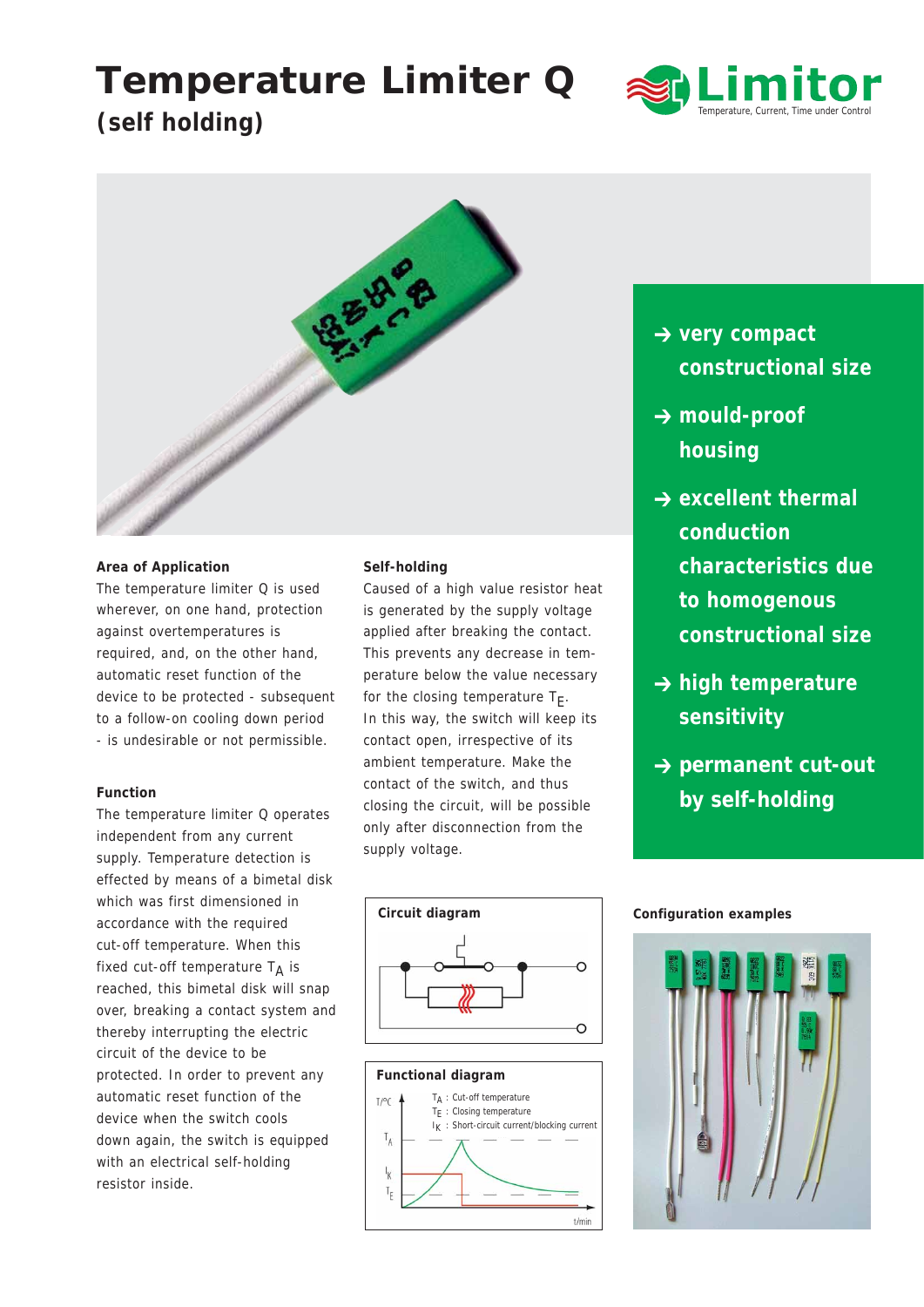# Temperature Limiter Q
## (self holding)

Limitor
Temperature, Current, Time under Control

- → very compact constructional size
- → mould-proof housing
- → excellent thermal conduction characteristics due to homogenous constructional size
- → high temperature sensitivity
- → permanent cut-out by self-holding

### Area of Application

The temperature limiter Q is used wherever, on one hand, protection against overtemperatures is required, and, on the other hand, automatic reset function of the device to be protected - subsequent to a follow-on cooling down period - is undesirable or not permissible.

### Function

The temperature limiter Q operates independent from any current supply. Temperature detection is effected by means of a bimetal disk which was first dimensioned in accordance with the required cut-off temperature. When this fixed cut-off temperature $T_A$ is reached, this bimetal disk will snap over, breaking a contact system and thereby interrupting the electric circuit of the device to be protected. In order to prevent any automatic reset function of the device when the switch cools down again, the switch is equipped with an electrical self-holding resistor inside.

### Self-holding

Caused of a high value resistor heat is generated by the supply voltage applied after breaking the contact. This prevents any decrease in temperature below the value necessary for the closing temperature $T_E$. In this way, the switch will keep its contact open, irrespective of its ambient temperature. Make the contact of the switch, and thus closing the circuit, will be possible only after disconnection from the supply voltage.

**Circuit diagram**

**Functional diagram**

T/°C

$T_A$ : Cut-off temperature
$T_E$ : Closing temperature
$I_K$ : Short-circuit current/blocking current

t/min

**Configuration examples**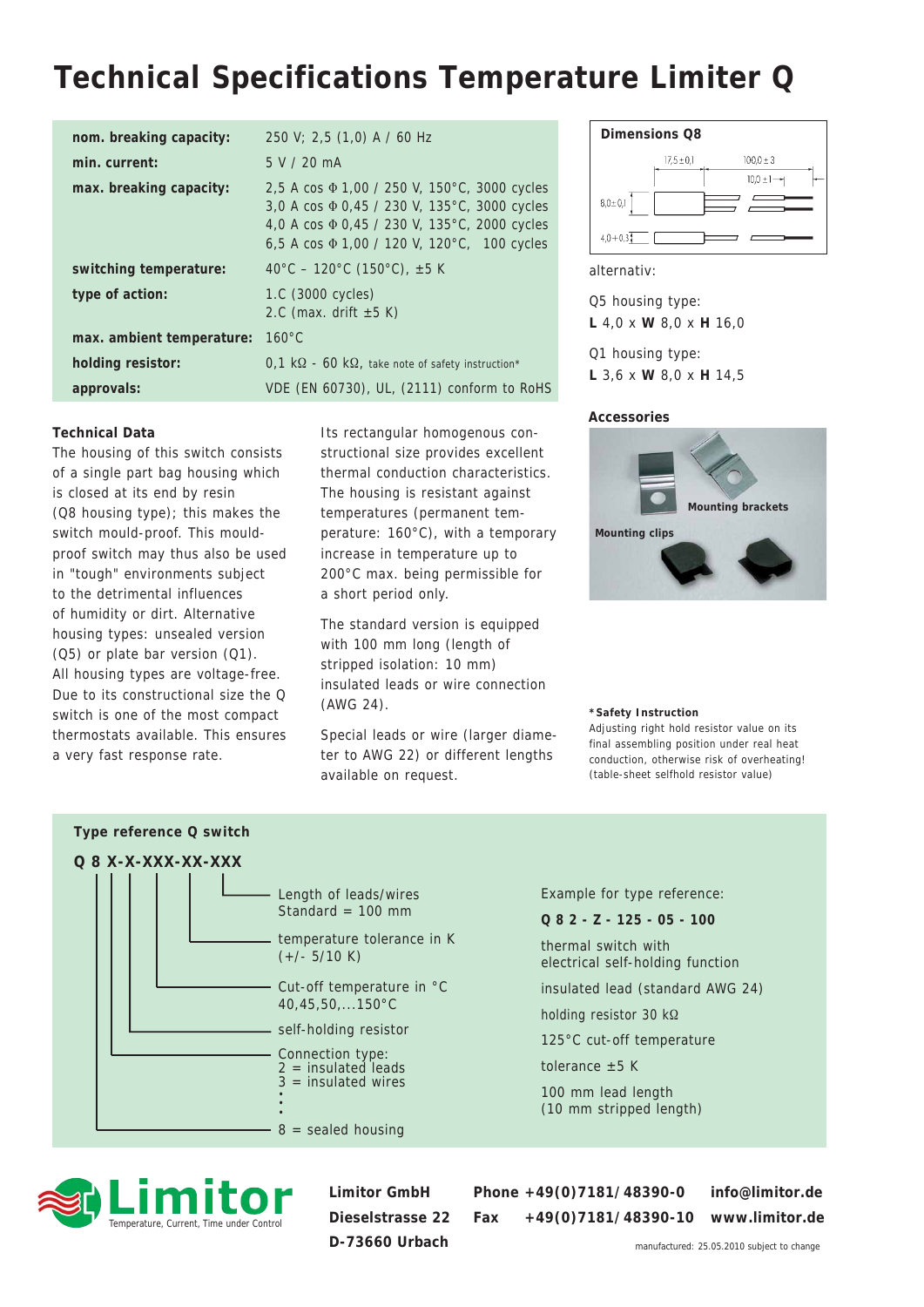# Technical Specifications Temperature Limiter Q

| | |
|---|---|
| **nom. breaking capacity:** | 250 V; 2,5 (1,0) A / 60 Hz |
| **min. current:** | 5 V / 20 mA |
| **max. breaking capacity:** | 2,5 A cos Φ 1,00 / 250 V, 150°C, 3000 cycles<br>3,0 A cos Φ 0,45 / 230 V, 135°C, 3000 cycles<br>4,0 A cos Φ 0,45 / 230 V, 135°C, 2000 cycles<br>6,5 A cos Φ 1,00 / 120 V, 120°C, 100 cycles |
| **switching temperature:** | 40°C – 120°C (150°C), ±5 K |
| **type of action:** | 1.C (3000 cycles)<br>2.C (max. drift ±5 K) |
| **max. ambient temperature:** | 160°C |
| **holding resistor:** | 0,1 kΩ - 60 kΩ, take note of safety instruction* |
| **approvals:** | VDE (EN 60730), UL, (2111) conform to RoHS |

**Dimensions Q8**

17,5 ± 0,1
100,0 ± 3
10,0 ± 1
8,0 ± 0,1
4,0 + 0,3

alternativ:

Q5 housing type:
**L** 4,0 x **W** 8,0 x **H** 16,0

Q1 housing type:
**L** 3,6 x **W** 8,0 x **H** 14,5

### Technical Data

The housing of this switch consists of a single part bag housing which is closed at its end by resin (Q8 housing type); this makes the switch mould-proof. This mould-proof switch may thus also be used in "tough" environments subject to the detrimental influences of humidity or dirt. Alternative housing types: unsealed version (Q5) or plate bar version (Q1). All housing types are voltage-free. Due to its constructional size the Q switch is one of the most compact thermostats available. This ensures a very fast response rate.

Its rectangular homogenous constructional size provides excellent thermal conduction characteristics. The housing is resistant against temperatures (permanent temperature: 160°C), with a temporary increase in temperature up to 200°C max. being permissible for a short period only.

The standard version is equipped with 100 mm long (length of stripped isolation: 10 mm) insulated leads or wire connection (AWG 24).

Special leads or wire (larger diameter to AWG 22) or different lengths available on request.

### Accessories

Mounting brackets

Mounting clips

**\*Safety Instruction**
Adjusting right hold resistor value on its final assembling position under real heat conduction, otherwise risk of overheating! (table-sheet selfhold resistor value)

### Type reference Q switch

**Q 8 X-X-XXX-XX-XXX**

- Length of leads/wires Standard = 100 mm
- temperature tolerance in K (+/- 5/10 K)
- Cut-off temperature in °C 40,45,50,...150°C
- self-holding resistor
- Connection type:
  2 = insulated leads
  3 = insulated wires
  ⋮
- 8 = sealed housing

Example for type reference:

**Q 8 2 - Z - 125 - 05 - 100**

thermal switch with electrical self-holding function

insulated lead (standard AWG 24)

holding resistor 30 kΩ

125°C cut-off temperature

tolerance ±5 K

100 mm lead length (10 mm stripped length)

**Limitor** Temperature, Current, Time under Control

**Limitor GmbH**
**Dieselstrasse 22**
**D-73660 Urbach**

**Phone +49(0)7181/48390-0**
**Fax +49(0)7181/48390-10**

**info@limitor.de**
**www.limitor.de**

manufactured: 25.05.2010 subject to change